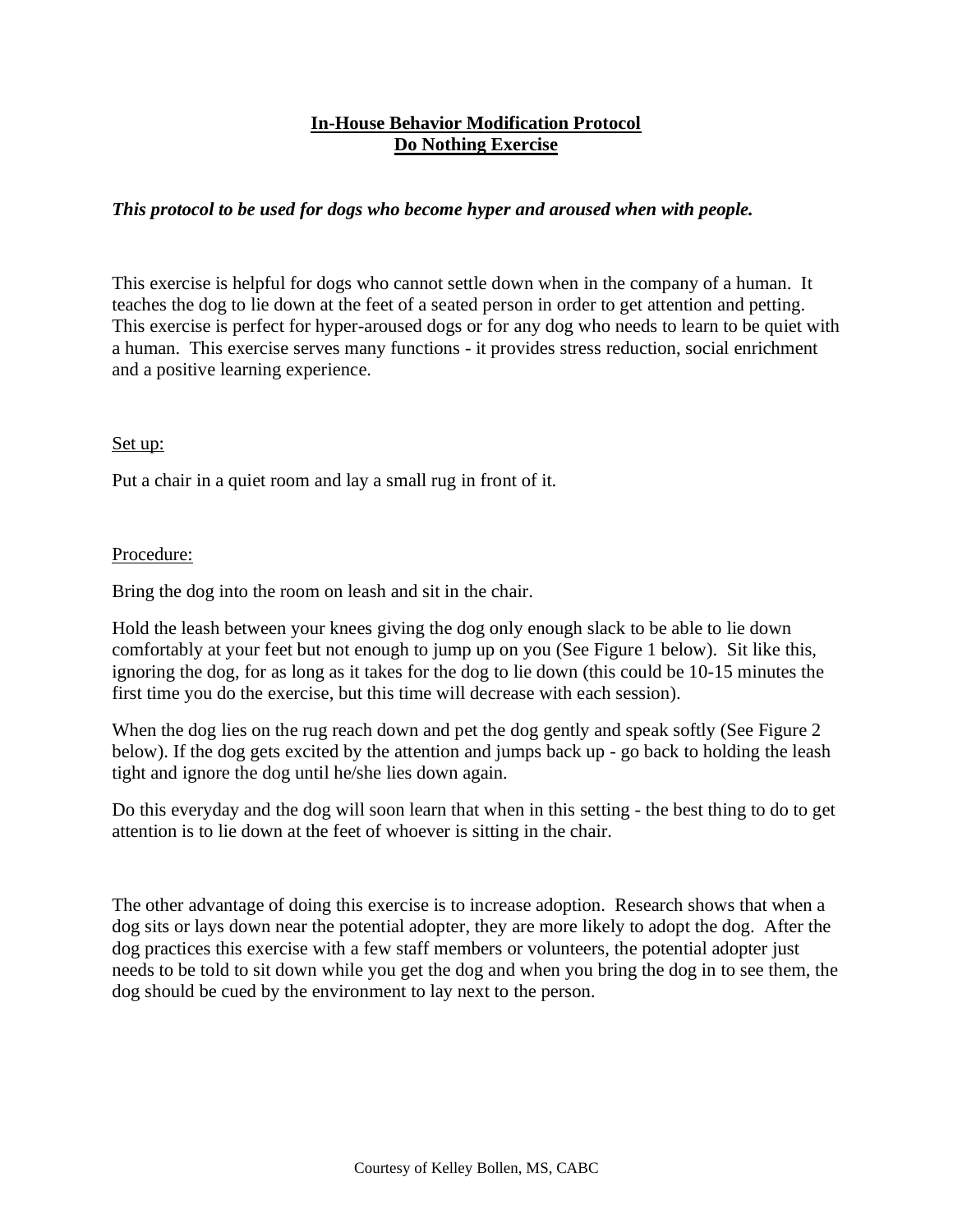# **In-House Behavior Modification Protocol**
# **Do Nothing Exercise**

***This protocol to be used for dogs who become hyper and aroused when with people.***

This exercise is helpful for dogs who cannot settle down when in the company of a human. It teaches the dog to lie down at the feet of a seated person in order to get attention and petting. This exercise is perfect for hyper-aroused dogs or for any dog who needs to learn to be quiet with a human. This exercise serves many functions - it provides stress reduction, social enrichment and a positive learning experience.

## Set up:

Put a chair in a quiet room and lay a small rug in front of it.

## Procedure:

Bring the dog into the room on leash and sit in the chair.

Hold the leash between your knees giving the dog only enough slack to be able to lie down comfortably at your feet but not enough to jump up on you (See Figure 1 below). Sit like this, ignoring the dog, for as long as it takes for the dog to lie down (this could be 10-15 minutes the first time you do the exercise, but this time will decrease with each session).

When the dog lies on the rug reach down and pet the dog gently and speak softly (See Figure 2 below). If the dog gets excited by the attention and jumps back up - go back to holding the leash tight and ignore the dog until he/she lies down again.

Do this everyday and the dog will soon learn that when in this setting - the best thing to do to get attention is to lie down at the feet of whoever is sitting in the chair.

The other advantage of doing this exercise is to increase adoption. Research shows that when a dog sits or lays down near the potential adopter, they are more likely to adopt the dog. After the dog practices this exercise with a few staff members or volunteers, the potential adopter just needs to be told to sit down while you get the dog and when you bring the dog in to see them, the dog should be cued by the environment to lay next to the person.

Courtesy of Kelley Bollen, MS, CABC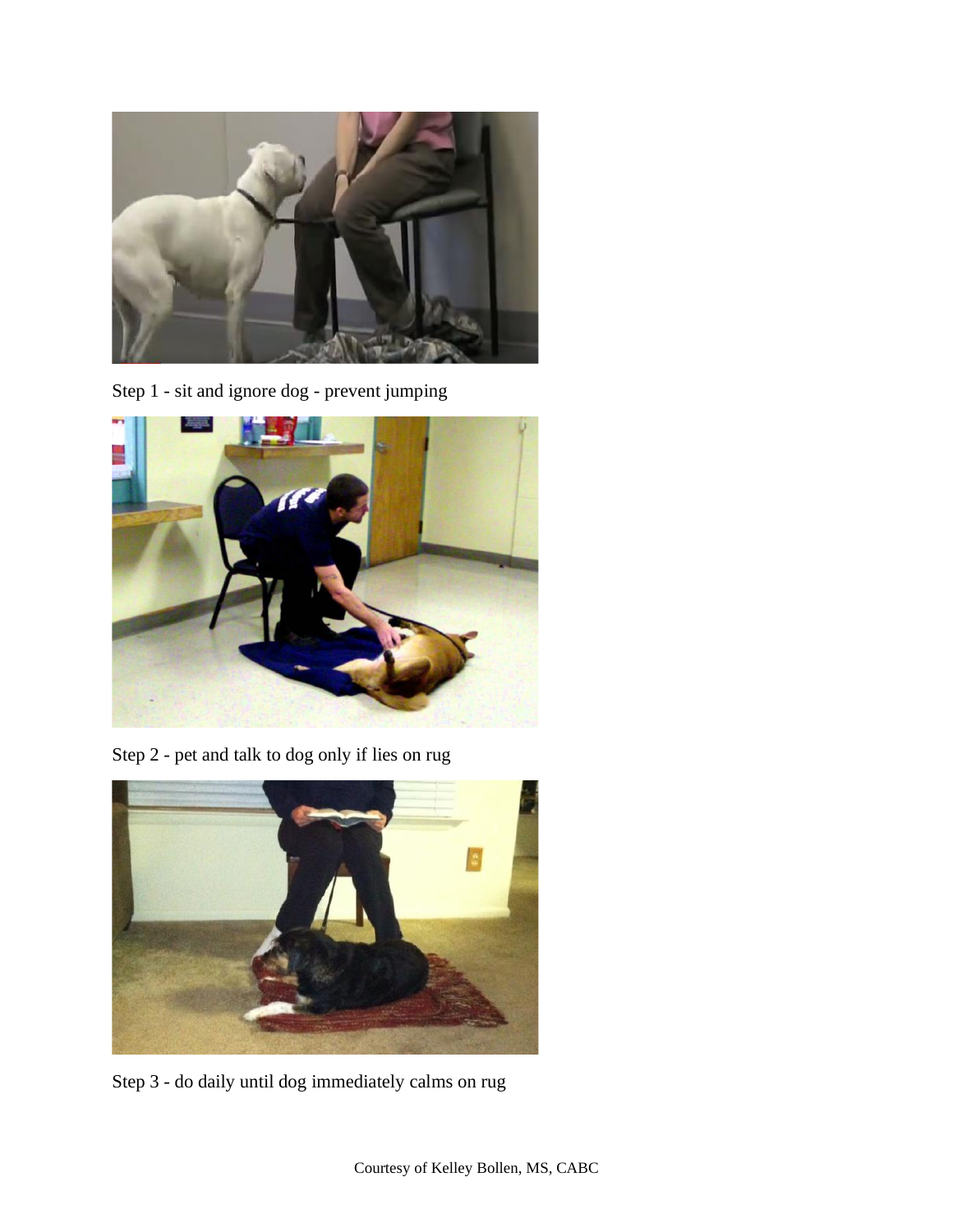Step 1 - sit and ignore dog - prevent jumping

Step 2 - pet and talk to dog only if lies on rug

Step 3 - do daily until dog immediately calms on rug

Courtesy of Kelley Bollen, MS, CABC